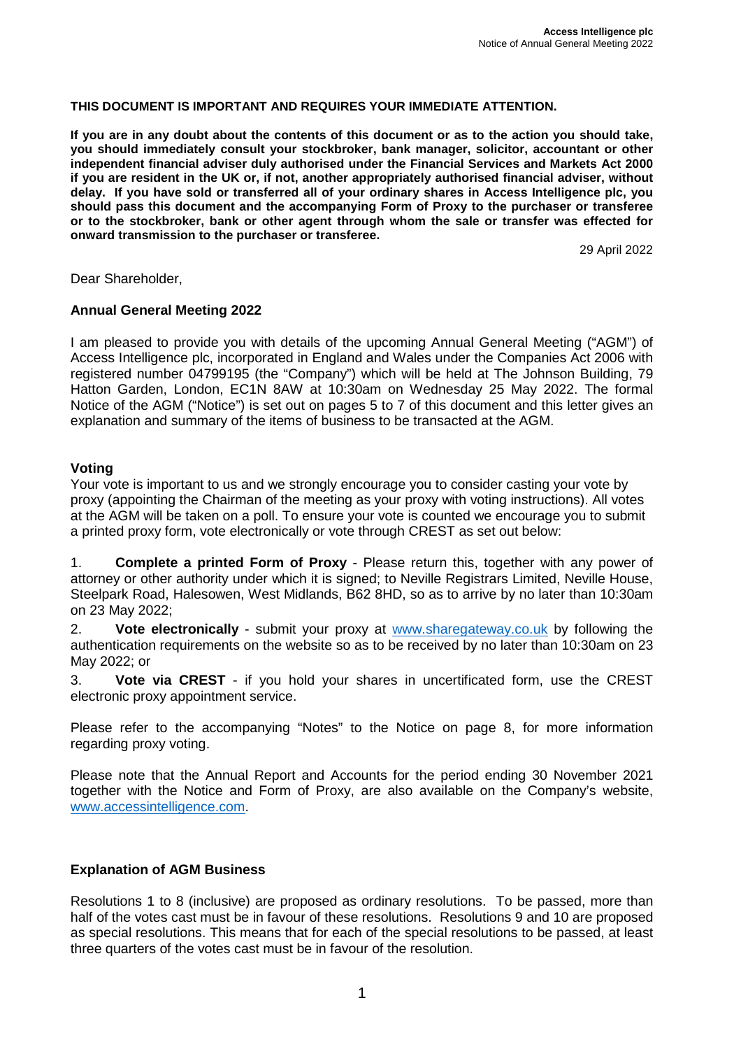**THIS DOCUMENT IS IMPORTANT AND REQUIRES YOUR IMMEDIATE ATTENTION.**

**If you are in any doubt about the contents of this document or as to the action you should take, you should immediately consult your stockbroker, bank manager, solicitor, accountant or other independent financial adviser duly authorised under the Financial Services and Markets Act 2000 if you are resident in the UK or, if not, another appropriately authorised financial adviser, without delay. If you have sold or transferred all of your ordinary shares in Access Intelligence plc, you should pass this document and the accompanying Form of Proxy to the purchaser or transferee or to the stockbroker, bank or other agent through whom the sale or transfer was effected for onward transmission to the purchaser or transferee.**

29 April 2022

Dear Shareholder,

**Annual General Meeting 2022**

I am pleased to provide you with details of the upcoming Annual General Meeting ("AGM") of Access Intelligence plc, incorporated in England and Wales under the Companies Act 2006 with registered number 04799195 (the "Company") which will be held at The Johnson Building, 79 Hatton Garden, London, EC1N 8AW at 10:30am on Wednesday 25 May 2022. The formal Notice of the AGM ("Notice") is set out on pages 5 to 7 of this document and this letter gives an explanation and summary of the items of business to be transacted at the AGM.

**Voting**

Your vote is important to us and we strongly encourage you to consider casting your vote by proxy (appointing the Chairman of the meeting as your proxy with voting instructions). All votes at the AGM will be taken on a poll. To ensure your vote is counted we encourage you to submit a printed proxy form, vote electronically or vote through CREST as set out below:

1. **Complete a printed Form of Proxy** - Please return this, together with any power of attorney or other authority under which it is signed; to Neville Registrars Limited, Neville House, Steelpark Road, Halesowen, West Midlands, B62 8HD, so as to arrive by no later than 10:30am on 23 May 2022;
2. **Vote electronically** - submit your proxy at www.sharegateway.co.uk by following the authentication requirements on the website so as to be received by no later than 10:30am on 23 May 2022; or
3. **Vote via CREST** - if you hold your shares in uncertificated form, use the CREST electronic proxy appointment service.

Please refer to the accompanying "Notes" to the Notice on page 8, for more information regarding proxy voting.

Please note that the Annual Report and Accounts for the period ending 30 November 2021 together with the Notice and Form of Proxy, are also available on the Company's website, www.accessintelligence.com.

**Explanation of AGM Business**

Resolutions 1 to 8 (inclusive) are proposed as ordinary resolutions. To be passed, more than half of the votes cast must be in favour of these resolutions. Resolutions 9 and 10 are proposed as special resolutions. This means that for each of the special resolutions to be passed, at least three quarters of the votes cast must be in favour of the resolution.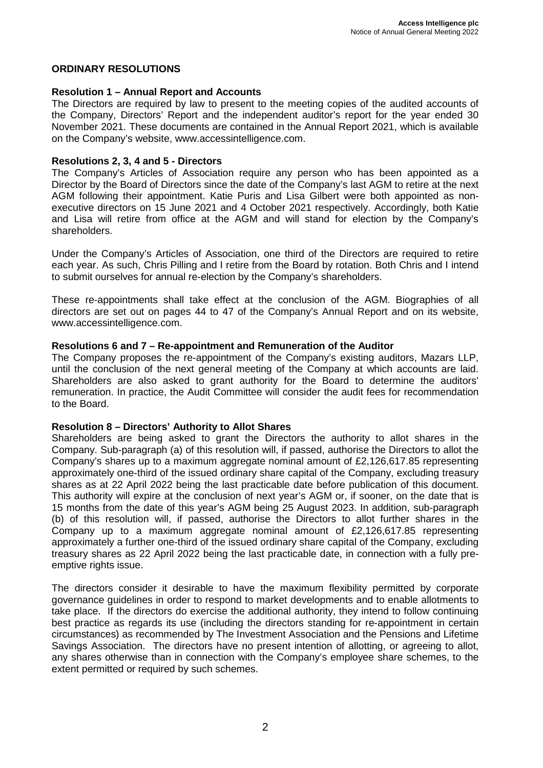## ORDINARY RESOLUTIONS

### Resolution 1 – Annual Report and Accounts

The Directors are required by law to present to the meeting copies of the audited accounts of the Company, Directors' Report and the independent auditor's report for the year ended 30 November 2021. These documents are contained in the Annual Report 2021, which is available on the Company's website, www.accessintelligence.com.

### Resolutions 2, 3, 4 and 5 - Directors

The Company's Articles of Association require any person who has been appointed as a Director by the Board of Directors since the date of the Company's last AGM to retire at the next AGM following their appointment. Katie Puris and Lisa Gilbert were both appointed as non-executive directors on 15 June 2021 and 4 October 2021 respectively. Accordingly, both Katie and Lisa will retire from office at the AGM and will stand for election by the Company's shareholders.

Under the Company's Articles of Association, one third of the Directors are required to retire each year. As such, Chris Pilling and I retire from the Board by rotation. Both Chris and I intend to submit ourselves for annual re-election by the Company's shareholders.

These re-appointments shall take effect at the conclusion of the AGM. Biographies of all directors are set out on pages 44 to 47 of the Company's Annual Report and on its website, www.accessintelligence.com.

### Resolutions 6 and 7 – Re-appointment and Remuneration of the Auditor

The Company proposes the re-appointment of the Company's existing auditors, Mazars LLP, until the conclusion of the next general meeting of the Company at which accounts are laid. Shareholders are also asked to grant authority for the Board to determine the auditors' remuneration. In practice, the Audit Committee will consider the audit fees for recommendation to the Board.

### Resolution 8 – Directors' Authority to Allot Shares

Shareholders are being asked to grant the Directors the authority to allot shares in the Company. Sub-paragraph (a) of this resolution will, if passed, authorise the Directors to allot the Company's shares up to a maximum aggregate nominal amount of £2,126,617.85 representing approximately one-third of the issued ordinary share capital of the Company, excluding treasury shares as at 22 April 2022 being the last practicable date before publication of this document. This authority will expire at the conclusion of next year's AGM or, if sooner, on the date that is 15 months from the date of this year's AGM being 25 August 2023. In addition, sub-paragraph (b) of this resolution will, if passed, authorise the Directors to allot further shares in the Company up to a maximum aggregate nominal amount of £2,126,617.85 representing approximately a further one-third of the issued ordinary share capital of the Company, excluding treasury shares as 22 April 2022 being the last practicable date, in connection with a fully pre-emptive rights issue.

The directors consider it desirable to have the maximum flexibility permitted by corporate governance guidelines in order to respond to market developments and to enable allotments to take place. If the directors do exercise the additional authority, they intend to follow continuing best practice as regards its use (including the directors standing for re-appointment in certain circumstances) as recommended by The Investment Association and the Pensions and Lifetime Savings Association. The directors have no present intention of allotting, or agreeing to allot, any shares otherwise than in connection with the Company's employee share schemes, to the extent permitted or required by such schemes.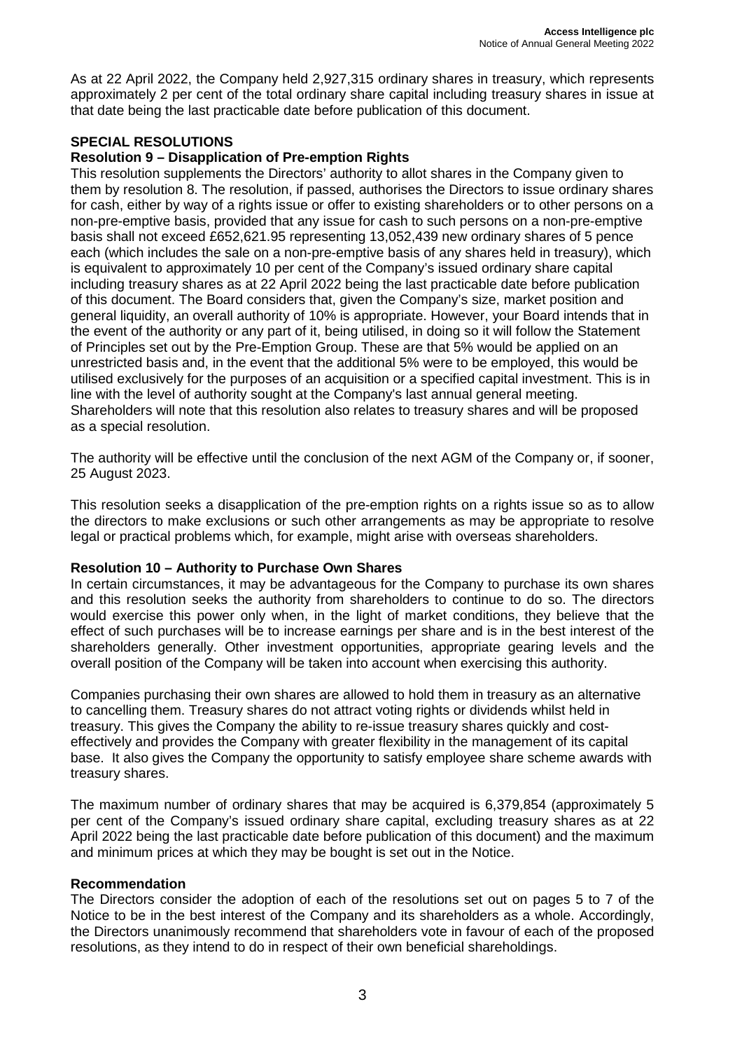As at 22 April 2022, the Company held 2,927,315 ordinary shares in treasury, which represents approximately 2 per cent of the total ordinary share capital including treasury shares in issue at that date being the last practicable date before publication of this document.

## SPECIAL RESOLUTIONS

### Resolution 9 – Disapplication of Pre-emption Rights

This resolution supplements the Directors' authority to allot shares in the Company given to them by resolution 8. The resolution, if passed, authorises the Directors to issue ordinary shares for cash, either by way of a rights issue or offer to existing shareholders or to other persons on a non-pre-emptive basis, provided that any issue for cash to such persons on a non-pre-emptive basis shall not exceed £652,621.95 representing 13,052,439 new ordinary shares of 5 pence each (which includes the sale on a non-pre-emptive basis of any shares held in treasury), which is equivalent to approximately 10 per cent of the Company's issued ordinary share capital including treasury shares as at 22 April 2022 being the last practicable date before publication of this document. The Board considers that, given the Company's size, market position and general liquidity, an overall authority of 10% is appropriate. However, your Board intends that in the event of the authority or any part of it, being utilised, in doing so it will follow the Statement of Principles set out by the Pre-Emption Group. These are that 5% would be applied on an unrestricted basis and, in the event that the additional 5% were to be employed, this would be utilised exclusively for the purposes of an acquisition or a specified capital investment. This is in line with the level of authority sought at the Company's last annual general meeting. Shareholders will note that this resolution also relates to treasury shares and will be proposed as a special resolution.

The authority will be effective until the conclusion of the next AGM of the Company or, if sooner, 25 August 2023.

This resolution seeks a disapplication of the pre-emption rights on a rights issue so as to allow the directors to make exclusions or such other arrangements as may be appropriate to resolve legal or practical problems which, for example, might arise with overseas shareholders.

### Resolution 10 – Authority to Purchase Own Shares

In certain circumstances, it may be advantageous for the Company to purchase its own shares and this resolution seeks the authority from shareholders to continue to do so. The directors would exercise this power only when, in the light of market conditions, they believe that the effect of such purchases will be to increase earnings per share and is in the best interest of the shareholders generally. Other investment opportunities, appropriate gearing levels and the overall position of the Company will be taken into account when exercising this authority.

Companies purchasing their own shares are allowed to hold them in treasury as an alternative to cancelling them. Treasury shares do not attract voting rights or dividends whilst held in treasury. This gives the Company the ability to re-issue treasury shares quickly and cost-effectively and provides the Company with greater flexibility in the management of its capital base. It also gives the Company the opportunity to satisfy employee share scheme awards with treasury shares.

The maximum number of ordinary shares that may be acquired is 6,379,854 (approximately 5 per cent of the Company's issued ordinary share capital, excluding treasury shares as at 22 April 2022 being the last practicable date before publication of this document) and the maximum and minimum prices at which they may be bought is set out in the Notice.

### Recommendation

The Directors consider the adoption of each of the resolutions set out on pages 5 to 7 of the Notice to be in the best interest of the Company and its shareholders as a whole. Accordingly, the Directors unanimously recommend that shareholders vote in favour of each of the proposed resolutions, as they intend to do in respect of their own beneficial shareholdings.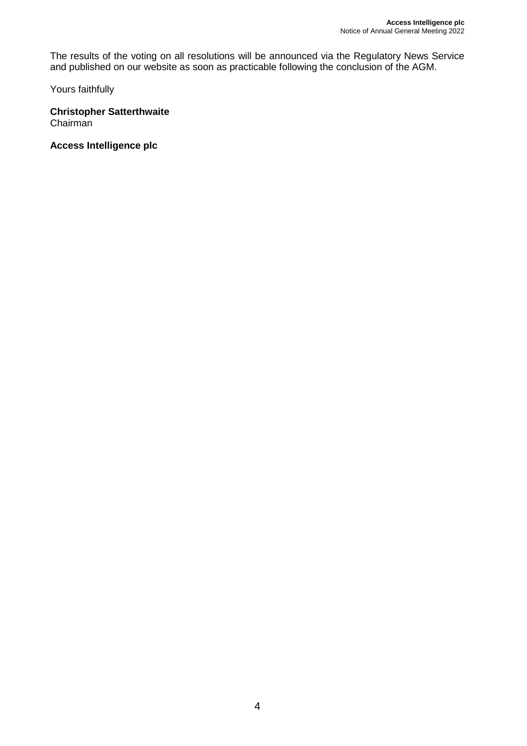The results of the voting on all resolutions will be announced via the Regulatory News Service and published on our website as soon as practicable following the conclusion of the AGM.

Yours faithfully

**Christopher Satterthwaite**
Chairman

**Access Intelligence plc**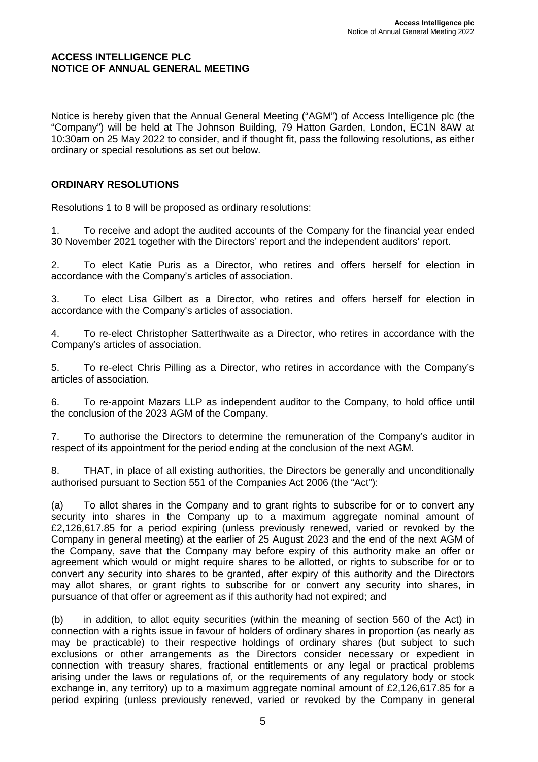**ACCESS INTELLIGENCE PLC**
**NOTICE OF ANNUAL GENERAL MEETING**

Notice is hereby given that the Annual General Meeting ("AGM") of Access Intelligence plc (the "Company") will be held at The Johnson Building, 79 Hatton Garden, London, EC1N 8AW at 10:30am on 25 May 2022 to consider, and if thought fit, pass the following resolutions, as either ordinary or special resolutions as set out below.

## ORDINARY RESOLUTIONS

Resolutions 1 to 8 will be proposed as ordinary resolutions:

1. To receive and adopt the audited accounts of the Company for the financial year ended 30 November 2021 together with the Directors' report and the independent auditors' report.

2. To elect Katie Puris as a Director, who retires and offers herself for election in accordance with the Company's articles of association.

3. To elect Lisa Gilbert as a Director, who retires and offers herself for election in accordance with the Company's articles of association.

4. To re-elect Christopher Satterthwaite as a Director, who retires in accordance with the Company's articles of association.

5. To re-elect Chris Pilling as a Director, who retires in accordance with the Company's articles of association.

6. To re-appoint Mazars LLP as independent auditor to the Company, to hold office until the conclusion of the 2023 AGM of the Company.

7. To authorise the Directors to determine the remuneration of the Company's auditor in respect of its appointment for the period ending at the conclusion of the next AGM.

8. THAT, in place of all existing authorities, the Directors be generally and unconditionally authorised pursuant to Section 551 of the Companies Act 2006 (the "Act"):

(a) To allot shares in the Company and to grant rights to subscribe for or to convert any security into shares in the Company up to a maximum aggregate nominal amount of £2,126,617.85 for a period expiring (unless previously renewed, varied or revoked by the Company in general meeting) at the earlier of 25 August 2023 and the end of the next AGM of the Company, save that the Company may before expiry of this authority make an offer or agreement which would or might require shares to be allotted, or rights to subscribe for or to convert any security into shares to be granted, after expiry of this authority and the Directors may allot shares, or grant rights to subscribe for or convert any security into shares, in pursuance of that offer or agreement as if this authority had not expired; and

(b) in addition, to allot equity securities (within the meaning of section 560 of the Act) in connection with a rights issue in favour of holders of ordinary shares in proportion (as nearly as may be practicable) to their respective holdings of ordinary shares (but subject to such exclusions or other arrangements as the Directors consider necessary or expedient in connection with treasury shares, fractional entitlements or any legal or practical problems arising under the laws or regulations of, or the requirements of any regulatory body or stock exchange in, any territory) up to a maximum aggregate nominal amount of £2,126,617.85 for a period expiring (unless previously renewed, varied or revoked by the Company in general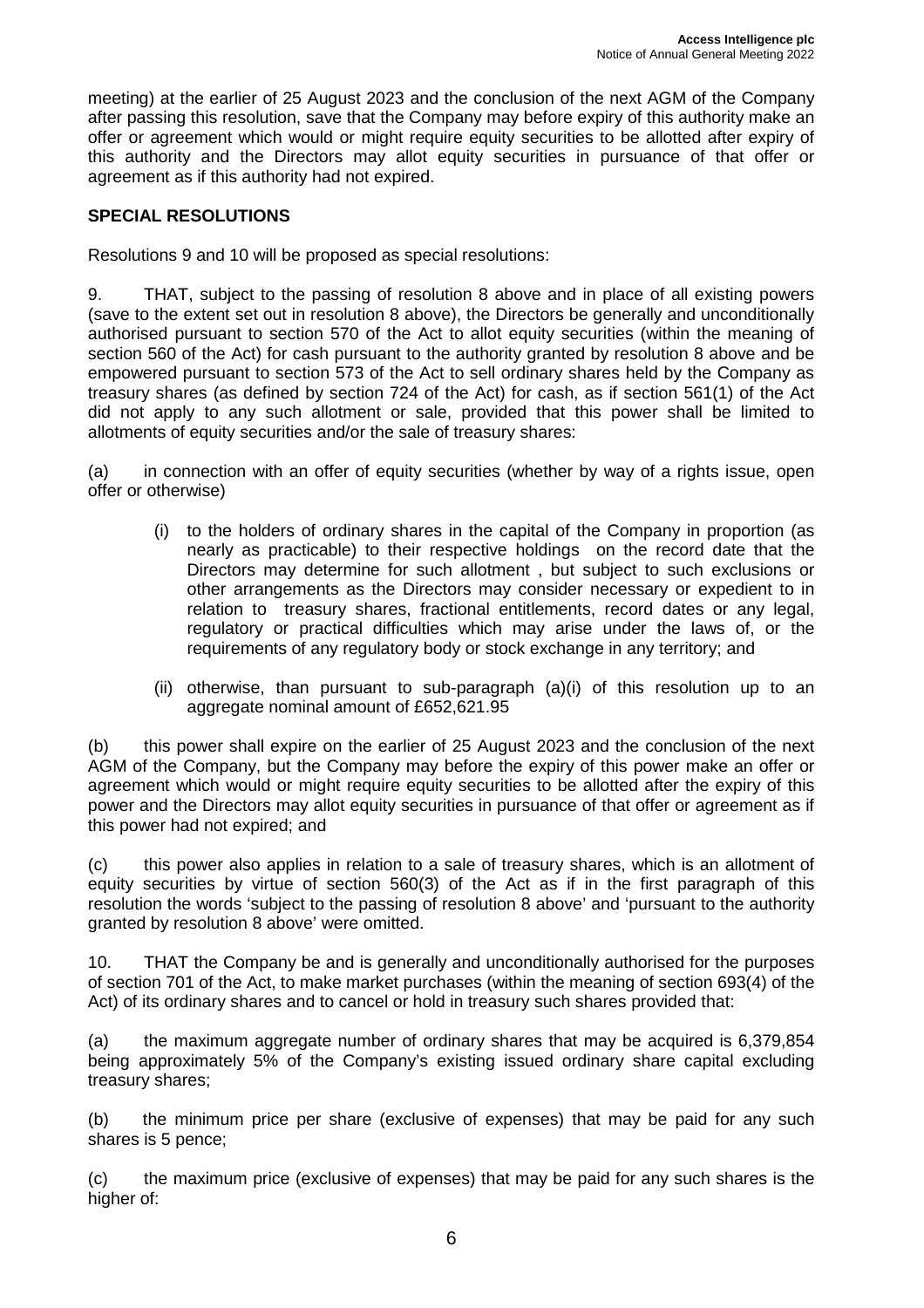meeting) at the earlier of 25 August 2023 and the conclusion of the next AGM of the Company after passing this resolution, save that the Company may before expiry of this authority make an offer or agreement which would or might require equity securities to be allotted after expiry of this authority and the Directors may allot equity securities in pursuance of that offer or agreement as if this authority had not expired.

**SPECIAL RESOLUTIONS**

Resolutions 9 and 10 will be proposed as special resolutions:

9. THAT, subject to the passing of resolution 8 above and in place of all existing powers (save to the extent set out in resolution 8 above), the Directors be generally and unconditionally authorised pursuant to section 570 of the Act to allot equity securities (within the meaning of section 560 of the Act) for cash pursuant to the authority granted by resolution 8 above and be empowered pursuant to section 573 of the Act to sell ordinary shares held by the Company as treasury shares (as defined by section 724 of the Act) for cash, as if section 561(1) of the Act did not apply to any such allotment or sale, provided that this power shall be limited to allotments of equity securities and/or the sale of treasury shares:

(a) in connection with an offer of equity securities (whether by way of a rights issue, open offer or otherwise)

- (i) to the holders of ordinary shares in the capital of the Company in proportion (as nearly as practicable) to their respective holdings on the record date that the Directors may determine for such allotment , but subject to such exclusions or other arrangements as the Directors may consider necessary or expedient to in relation to treasury shares, fractional entitlements, record dates or any legal, regulatory or practical difficulties which may arise under the laws of, or the requirements of any regulatory body or stock exchange in any territory; and

- (ii) otherwise, than pursuant to sub-paragraph (a)(i) of this resolution up to an aggregate nominal amount of £652,621.95

(b) this power shall expire on the earlier of 25 August 2023 and the conclusion of the next AGM of the Company, but the Company may before the expiry of this power make an offer or agreement which would or might require equity securities to be allotted after the expiry of this power and the Directors may allot equity securities in pursuance of that offer or agreement as if this power had not expired; and

(c) this power also applies in relation to a sale of treasury shares, which is an allotment of equity securities by virtue of section 560(3) of the Act as if in the first paragraph of this resolution the words 'subject to the passing of resolution 8 above' and 'pursuant to the authority granted by resolution 8 above' were omitted.

10. THAT the Company be and is generally and unconditionally authorised for the purposes of section 701 of the Act, to make market purchases (within the meaning of section 693(4) of the Act) of its ordinary shares and to cancel or hold in treasury such shares provided that:

(a) the maximum aggregate number of ordinary shares that may be acquired is 6,379,854 being approximately 5% of the Company's existing issued ordinary share capital excluding treasury shares;

(b) the minimum price per share (exclusive of expenses) that may be paid for any such shares is 5 pence;

(c) the maximum price (exclusive of expenses) that may be paid for any such shares is the higher of: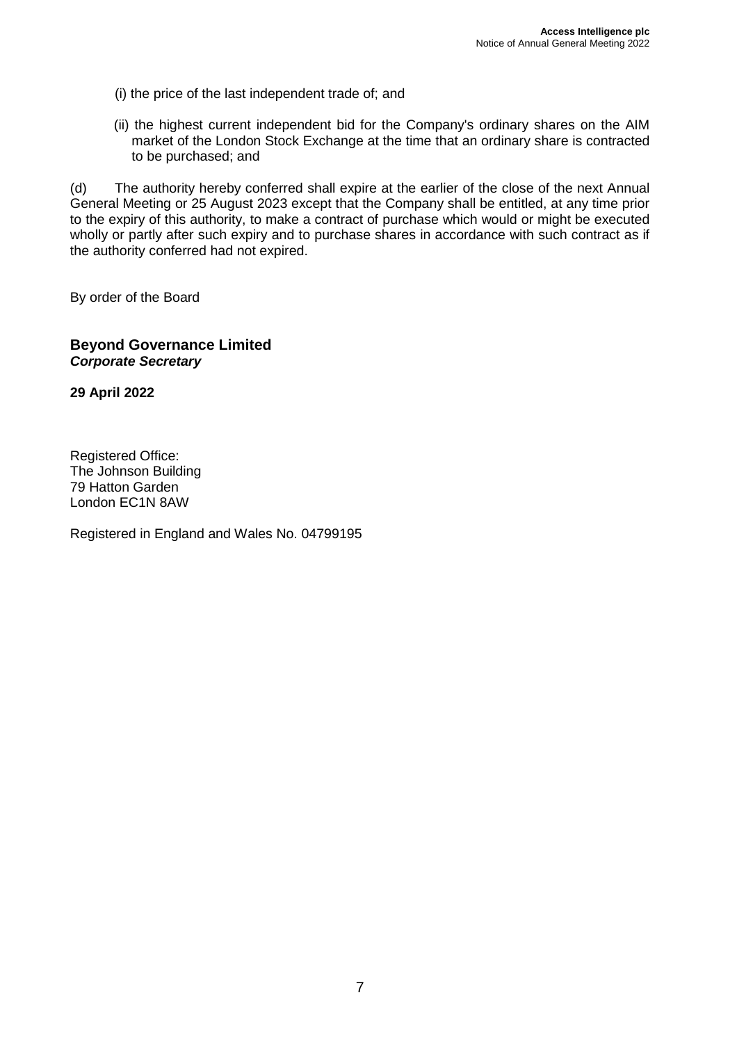(i) the price of the last independent trade of; and

(ii) the highest current independent bid for the Company's ordinary shares on the AIM market of the London Stock Exchange at the time that an ordinary share is contracted to be purchased; and

(d) The authority hereby conferred shall expire at the earlier of the close of the next Annual General Meeting or 25 August 2023 except that the Company shall be entitled, at any time prior to the expiry of this authority, to make a contract of purchase which would or might be executed wholly or partly after such expiry and to purchase shares in accordance with such contract as if the authority conferred had not expired.

By order of the Board

**Beyond Governance Limited**
***Corporate Secretary***

**29 April 2022**

Registered Office:
The Johnson Building
79 Hatton Garden
London EC1N 8AW

Registered in England and Wales No. 04799195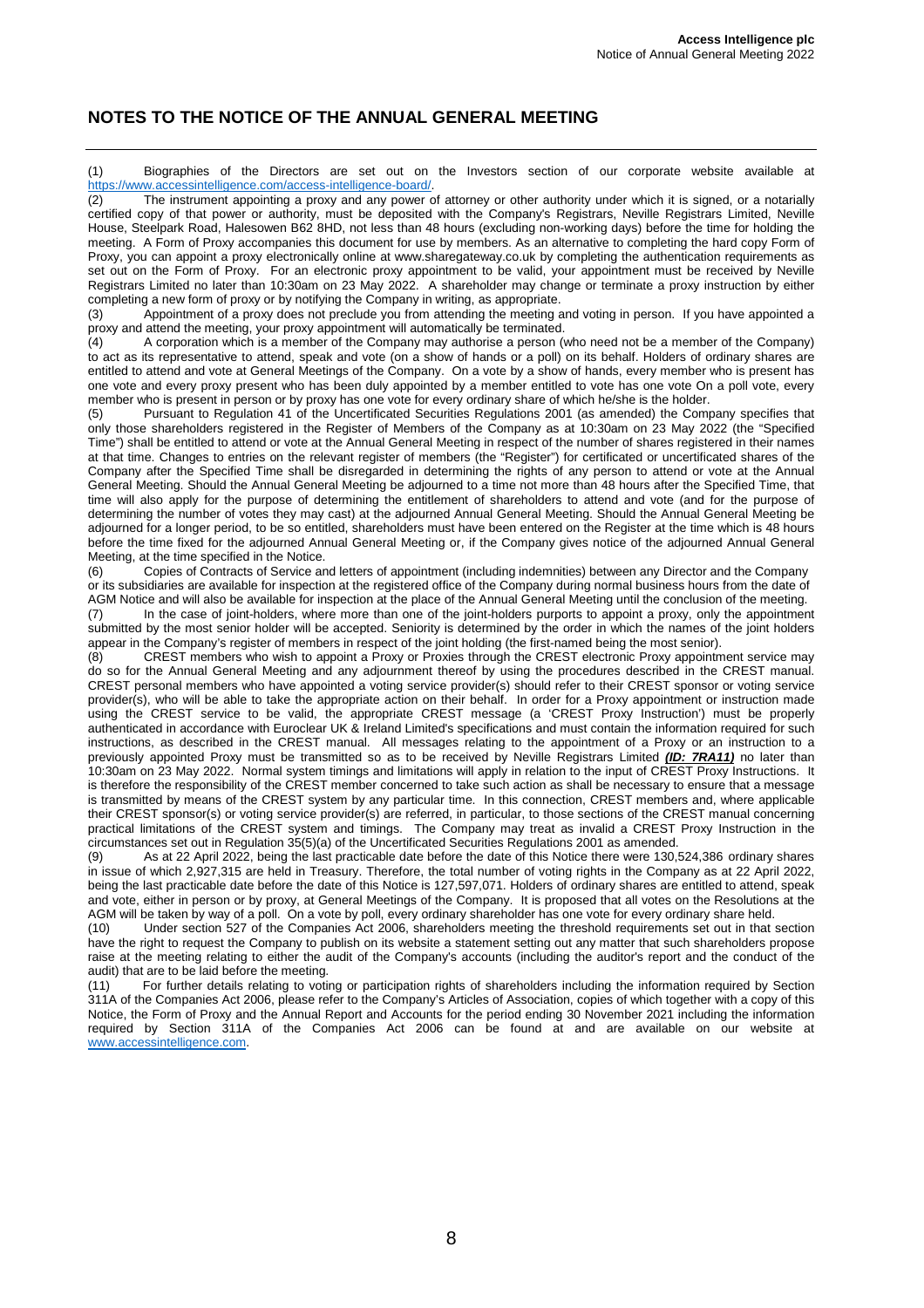## NOTES TO THE NOTICE OF THE ANNUAL GENERAL MEETING

(1) Biographies of the Directors are set out on the Investors section of our corporate website available at https://www.accessintelligence.com/access-intelligence-board/.

(2) The instrument appointing a proxy and any power of attorney or other authority under which it is signed, or a notarially certified copy of that power or authority, must be deposited with the Company's Registrars, Neville Registrars Limited, Neville House, Steelpark Road, Halesowen B62 8HD, not less than 48 hours (excluding non-working days) before the time for holding the meeting. A Form of Proxy accompanies this document for use by members. As an alternative to completing the hard copy Form of Proxy, you can appoint a proxy electronically online at www.sharegateway.co.uk by completing the authentication requirements as set out on the Form of Proxy. For an electronic proxy appointment to be valid, your appointment must be received by Neville Registrars Limited no later than 10:30am on 23 May 2022. A shareholder may change or terminate a proxy instruction by either completing a new form of proxy or by notifying the Company in writing, as appropriate.

(3) Appointment of a proxy does not preclude you from attending the meeting and voting in person. If you have appointed a proxy and attend the meeting, your proxy appointment will automatically be terminated.

(4) A corporation which is a member of the Company may authorise a person (who need not be a member of the Company) to act as its representative to attend, speak and vote (on a show of hands or a poll) on its behalf. Holders of ordinary shares are entitled to attend and vote at General Meetings of the Company. On a vote by a show of hands, every member who is present has one vote and every proxy present who has been duly appointed by a member entitled to vote has one vote On a poll vote, every member who is present in person or by proxy has one vote for every ordinary share of which he/she is the holder.

(5) Pursuant to Regulation 41 of the Uncertificated Securities Regulations 2001 (as amended) the Company specifies that only those shareholders registered in the Register of Members of the Company as at 10:30am on 23 May 2022 (the "Specified Time") shall be entitled to attend or vote at the Annual General Meeting in respect of the number of shares registered in their names at that time. Changes to entries on the relevant register of members (the "Register") for certificated or uncertificated shares of the Company after the Specified Time shall be disregarded in determining the rights of any person to attend or vote at the Annual General Meeting. Should the Annual General Meeting be adjourned to a time not more than 48 hours after the Specified Time, that time will also apply for the purpose of determining the entitlement of shareholders to attend and vote (and for the purpose of determining the number of votes they may cast) at the adjourned Annual General Meeting. Should the Annual General Meeting be adjourned for a longer period, to be so entitled, shareholders must have been entered on the Register at the time which is 48 hours before the time fixed for the adjourned Annual General Meeting or, if the Company gives notice of the adjourned Annual General Meeting, at the time specified in the Notice.

(6) Copies of Contracts of Service and letters of appointment (including indemnities) between any Director and the Company or its subsidiaries are available for inspection at the registered office of the Company during normal business hours from the date of AGM Notice and will also be available for inspection at the place of the Annual General Meeting until the conclusion of the meeting.

(7) In the case of joint-holders, where more than one of the joint-holders purports to appoint a proxy, only the appointment submitted by the most senior holder will be accepted. Seniority is determined by the order in which the names of the joint holders appear in the Company's register of members in respect of the joint holding (the first-named being the most senior).

(8) CREST members who wish to appoint a Proxy or Proxies through the CREST electronic Proxy appointment service may do so for the Annual General Meeting and any adjournment thereof by using the procedures described in the CREST manual. CREST personal members who have appointed a voting service provider(s) should refer to their CREST sponsor or voting service provider(s), who will be able to take the appropriate action on their behalf. In order for a Proxy appointment or instruction made using the CREST service to be valid, the appropriate CREST message (a 'CREST Proxy Instruction') must be properly authenticated in accordance with Euroclear UK & Ireland Limited's specifications and must contain the information required for such instructions, as described in the CREST manual. All messages relating to the appointment of a Proxy or an instruction to a previously appointed Proxy must be transmitted so as to be received by Neville Registrars Limited ***(ID: 7RA11)*** no later than 10:30am on 23 May 2022. Normal system timings and limitations will apply in relation to the input of CREST Proxy Instructions. It is therefore the responsibility of the CREST member concerned to take such action as shall be necessary to ensure that a message is transmitted by means of the CREST system by any particular time. In this connection, CREST members and, where applicable their CREST sponsor(s) or voting service provider(s) are referred, in particular, to those sections of the CREST manual concerning practical limitations of the CREST system and timings. The Company may treat as invalid a CREST Proxy Instruction in the circumstances set out in Regulation 35(5)(a) of the Uncertificated Securities Regulations 2001 as amended.

(9) As at 22 April 2022, being the last practicable date before the date of this Notice there were 130,524,386 ordinary shares in issue of which 2,927,315 are held in Treasury. Therefore, the total number of voting rights in the Company as at 22 April 2022, being the last practicable date before the date of this Notice is 127,597,071. Holders of ordinary shares are entitled to attend, speak and vote, either in person or by proxy, at General Meetings of the Company. It is proposed that all votes on the Resolutions at the AGM will be taken by way of a poll. On a vote by poll, every ordinary shareholder has one vote for every ordinary share held.

(10) Under section 527 of the Companies Act 2006, shareholders meeting the threshold requirements set out in that section have the right to request the Company to publish on its website a statement setting out any matter that such shareholders propose raise at the meeting relating to either the audit of the Company's accounts (including the auditor's report and the conduct of the audit) that are to be laid before the meeting.

(11) For further details relating to voting or participation rights of shareholders including the information required by Section 311A of the Companies Act 2006, please refer to the Company's Articles of Association, copies of which together with a copy of this Notice, the Form of Proxy and the Annual Report and Accounts for the period ending 30 November 2021 including the information required by Section 311A of the Companies Act 2006 can be found at and are available on our website at www.accessintelligence.com.